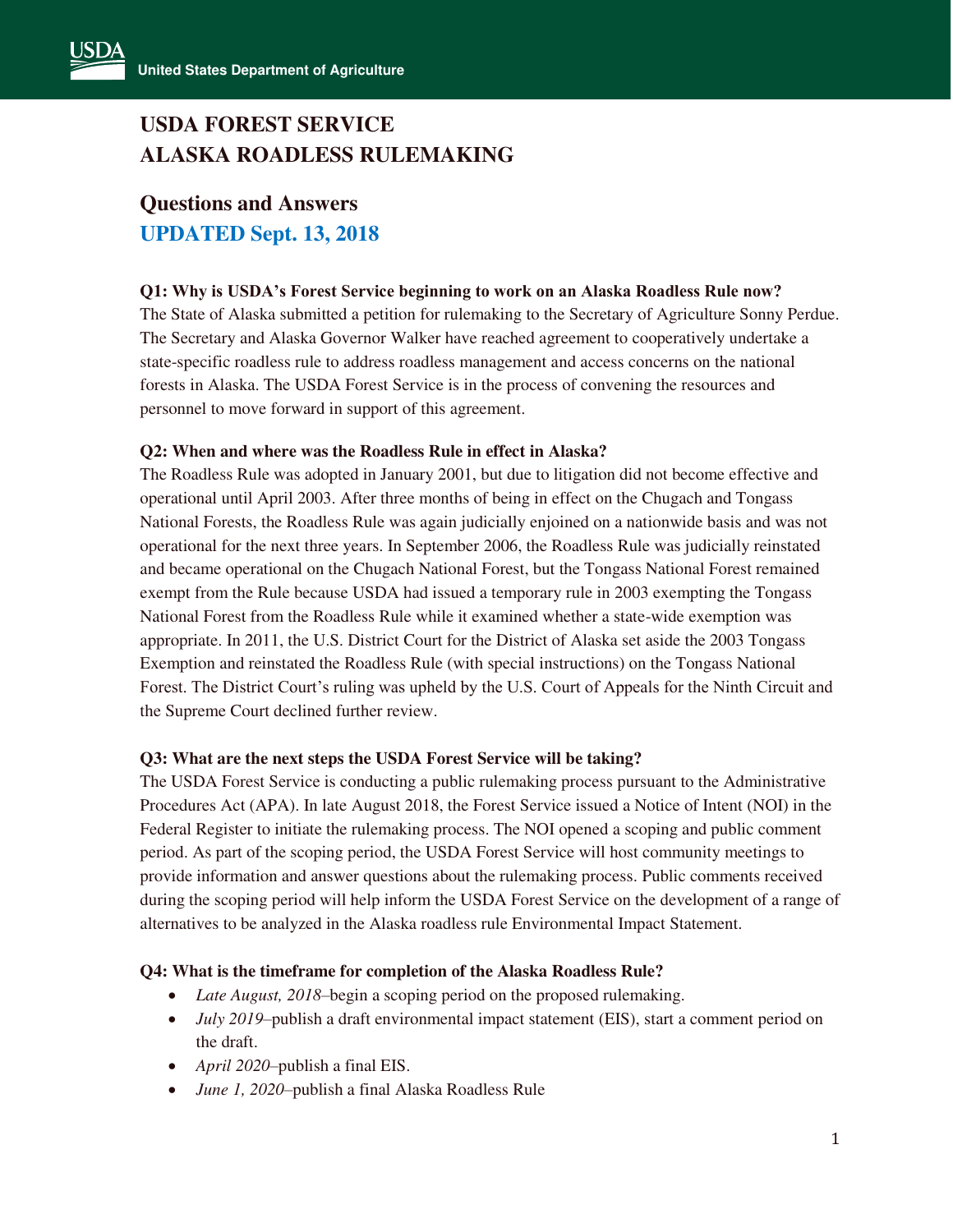# USDA FOREST SERVICE
# ALASKA ROADLESS RULEMAKING

## Questions and Answers

## UPDATED Sept. 13, 2018

**Q1: Why is USDA's Forest Service beginning to work on an Alaska Roadless Rule now?**
The State of Alaska submitted a petition for rulemaking to the Secretary of Agriculture Sonny Perdue. The Secretary and Alaska Governor Walker have reached agreement to cooperatively undertake a state-specific roadless rule to address roadless management and access concerns on the national forests in Alaska. The USDA Forest Service is in the process of convening the resources and personnel to move forward in support of this agreement.

**Q2: When and where was the Roadless Rule in effect in Alaska?**
The Roadless Rule was adopted in January 2001, but due to litigation did not become effective and operational until April 2003. After three months of being in effect on the Chugach and Tongass National Forests, the Roadless Rule was again judicially enjoined on a nationwide basis and was not operational for the next three years. In September 2006, the Roadless Rule was judicially reinstated and became operational on the Chugach National Forest, but the Tongass National Forest remained exempt from the Rule because USDA had issued a temporary rule in 2003 exempting the Tongass National Forest from the Roadless Rule while it examined whether a state-wide exemption was appropriate. In 2011, the U.S. District Court for the District of Alaska set aside the 2003 Tongass Exemption and reinstated the Roadless Rule (with special instructions) on the Tongass National Forest. The District Court's ruling was upheld by the U.S. Court of Appeals for the Ninth Circuit and the Supreme Court declined further review.

**Q3: What are the next steps the USDA Forest Service will be taking?**
The USDA Forest Service is conducting a public rulemaking process pursuant to the Administrative Procedures Act (APA). In late August 2018, the Forest Service issued a Notice of Intent (NOI) in the Federal Register to initiate the rulemaking process. The NOI opened a scoping and public comment period. As part of the scoping period, the USDA Forest Service will host community meetings to provide information and answer questions about the rulemaking process. Public comments received during the scoping period will help inform the USDA Forest Service on the development of a range of alternatives to be analyzed in the Alaska roadless rule Environmental Impact Statement.

**Q4: What is the timeframe for completion of the Alaska Roadless Rule?**

- *Late August, 2018*–begin a scoping period on the proposed rulemaking.
- *July 2019*–publish a draft environmental impact statement (EIS), start a comment period on the draft.
- *April 2020*–publish a final EIS.
- *June 1, 2020*–publish a final Alaska Roadless Rule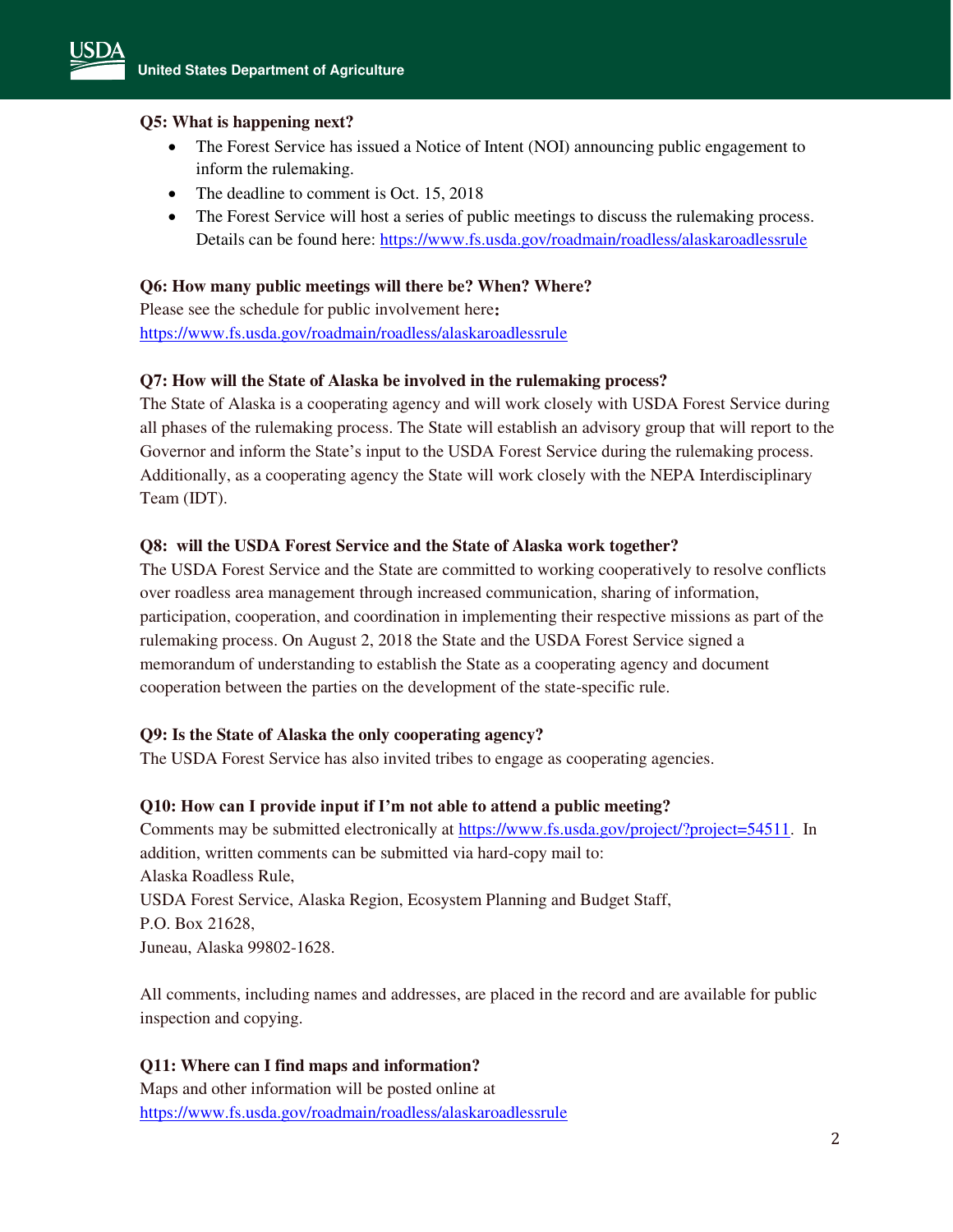**Q5: What is happening next?**

- The Forest Service has issued a Notice of Intent (NOI) announcing public engagement to inform the rulemaking.
- The deadline to comment is Oct. 15, 2018
- The Forest Service will host a series of public meetings to discuss the rulemaking process. Details can be found here: https://www.fs.usda.gov/roadmain/roadless/alaskaroadlessrule

**Q6: How many public meetings will there be? When? Where?**

Please see the schedule for public involvement here**:**
https://www.fs.usda.gov/roadmain/roadless/alaskaroadlessrule

**Q7: How will the State of Alaska be involved in the rulemaking process?**

The State of Alaska is a cooperating agency and will work closely with USDA Forest Service during all phases of the rulemaking process. The State will establish an advisory group that will report to the Governor and inform the State's input to the USDA Forest Service during the rulemaking process. Additionally, as a cooperating agency the State will work closely with the NEPA Interdisciplinary Team (IDT).

**Q8: will the USDA Forest Service and the State of Alaska work together?**

The USDA Forest Service and the State are committed to working cooperatively to resolve conflicts over roadless area management through increased communication, sharing of information, participation, cooperation, and coordination in implementing their respective missions as part of the rulemaking process. On August 2, 2018 the State and the USDA Forest Service signed a memorandum of understanding to establish the State as a cooperating agency and document cooperation between the parties on the development of the state-specific rule.

**Q9: Is the State of Alaska the only cooperating agency?**

The USDA Forest Service has also invited tribes to engage as cooperating agencies.

**Q10: How can I provide input if I'm not able to attend a public meeting?**

Comments may be submitted electronically at https://www.fs.usda.gov/project/?project=54511. In addition, written comments can be submitted via hard-copy mail to:
Alaska Roadless Rule,
USDA Forest Service, Alaska Region, Ecosystem Planning and Budget Staff,
P.O. Box 21628,
Juneau, Alaska 99802-1628.

All comments, including names and addresses, are placed in the record and are available for public inspection and copying.

**Q11: Where can I find maps and information?**

Maps and other information will be posted online at
https://www.fs.usda.gov/roadmain/roadless/alaskaroadlessrule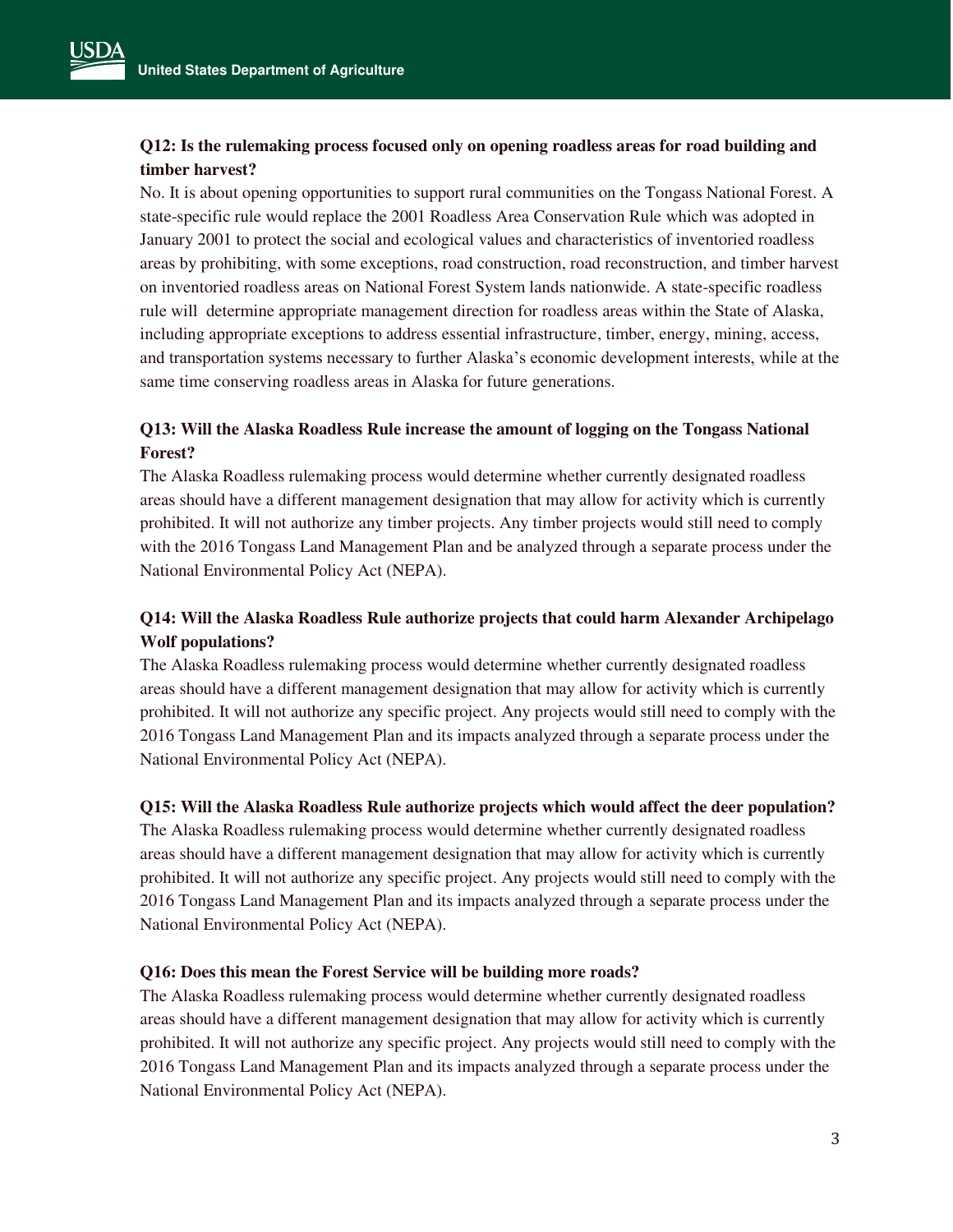**Q12: Is the rulemaking process focused only on opening roadless areas for road building and timber harvest?**

No. It is about opening opportunities to support rural communities on the Tongass National Forest. A state-specific rule would replace the 2001 Roadless Area Conservation Rule which was adopted in January 2001 to protect the social and ecological values and characteristics of inventoried roadless areas by prohibiting, with some exceptions, road construction, road reconstruction, and timber harvest on inventoried roadless areas on National Forest System lands nationwide. A state-specific roadless rule will determine appropriate management direction for roadless areas within the State of Alaska, including appropriate exceptions to address essential infrastructure, timber, energy, mining, access, and transportation systems necessary to further Alaska's economic development interests, while at the same time conserving roadless areas in Alaska for future generations.

**Q13: Will the Alaska Roadless Rule increase the amount of logging on the Tongass National Forest?**

The Alaska Roadless rulemaking process would determine whether currently designated roadless areas should have a different management designation that may allow for activity which is currently prohibited. It will not authorize any timber projects. Any timber projects would still need to comply with the 2016 Tongass Land Management Plan and be analyzed through a separate process under the National Environmental Policy Act (NEPA).

**Q14: Will the Alaska Roadless Rule authorize projects that could harm Alexander Archipelago Wolf populations?**

The Alaska Roadless rulemaking process would determine whether currently designated roadless areas should have a different management designation that may allow for activity which is currently prohibited. It will not authorize any specific project. Any projects would still need to comply with the 2016 Tongass Land Management Plan and its impacts analyzed through a separate process under the National Environmental Policy Act (NEPA).

**Q15: Will the Alaska Roadless Rule authorize projects which would affect the deer population?**

The Alaska Roadless rulemaking process would determine whether currently designated roadless areas should have a different management designation that may allow for activity which is currently prohibited. It will not authorize any specific project. Any projects would still need to comply with the 2016 Tongass Land Management Plan and its impacts analyzed through a separate process under the National Environmental Policy Act (NEPA).

**Q16: Does this mean the Forest Service will be building more roads?**

The Alaska Roadless rulemaking process would determine whether currently designated roadless areas should have a different management designation that may allow for activity which is currently prohibited. It will not authorize any specific project. Any projects would still need to comply with the 2016 Tongass Land Management Plan and its impacts analyzed through a separate process under the National Environmental Policy Act (NEPA).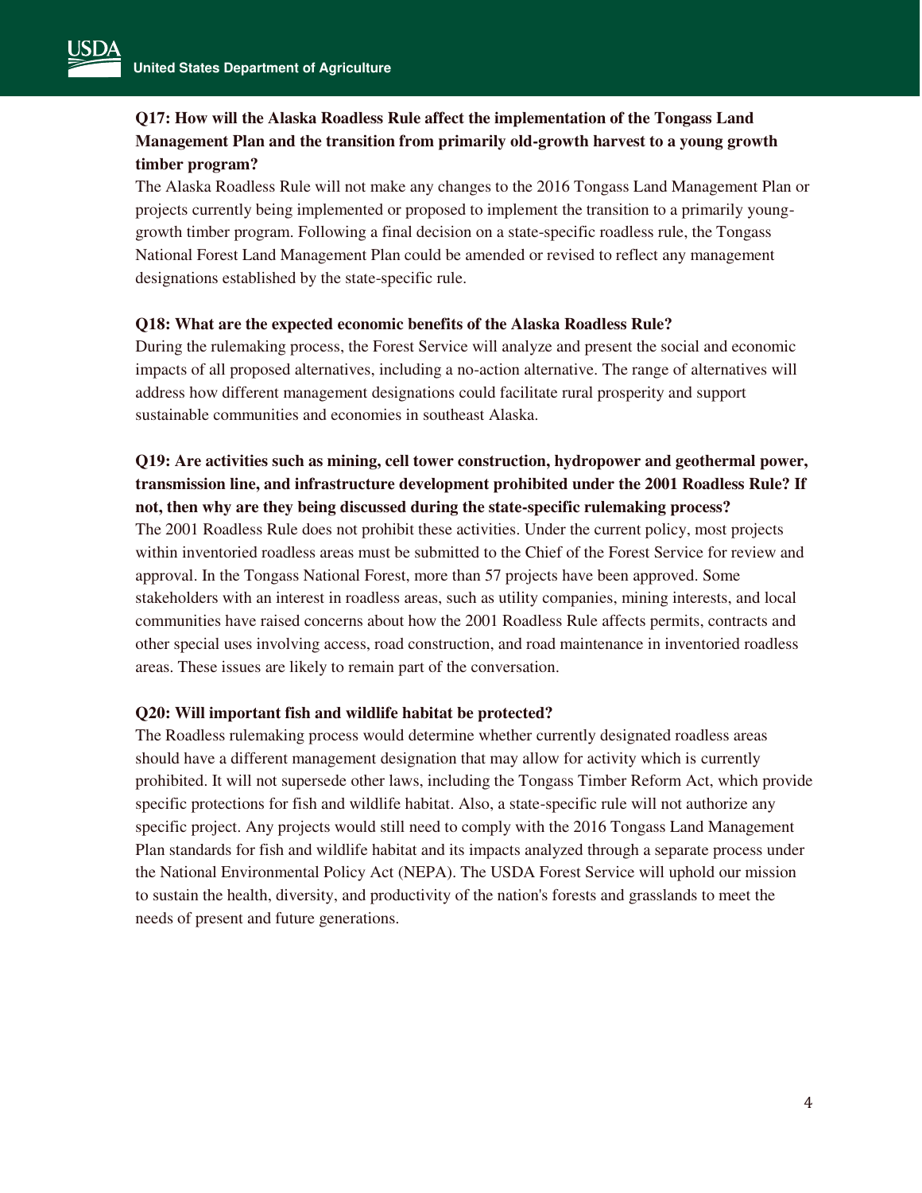**Q17: How will the Alaska Roadless Rule affect the implementation of the Tongass Land Management Plan and the transition from primarily old-growth harvest to a young growth timber program?**

The Alaska Roadless Rule will not make any changes to the 2016 Tongass Land Management Plan or projects currently being implemented or proposed to implement the transition to a primarily young-growth timber program. Following a final decision on a state-specific roadless rule, the Tongass National Forest Land Management Plan could be amended or revised to reflect any management designations established by the state-specific rule.

**Q18: What are the expected economic benefits of the Alaska Roadless Rule?**

During the rulemaking process, the Forest Service will analyze and present the social and economic impacts of all proposed alternatives, including a no-action alternative. The range of alternatives will address how different management designations could facilitate rural prosperity and support sustainable communities and economies in southeast Alaska.

**Q19: Are activities such as mining, cell tower construction, hydropower and geothermal power, transmission line, and infrastructure development prohibited under the 2001 Roadless Rule? If not, then why are they being discussed during the state-specific rulemaking process?**

The 2001 Roadless Rule does not prohibit these activities. Under the current policy, most projects within inventoried roadless areas must be submitted to the Chief of the Forest Service for review and approval. In the Tongass National Forest, more than 57 projects have been approved. Some stakeholders with an interest in roadless areas, such as utility companies, mining interests, and local communities have raised concerns about how the 2001 Roadless Rule affects permits, contracts and other special uses involving access, road construction, and road maintenance in inventoried roadless areas. These issues are likely to remain part of the conversation.

**Q20: Will important fish and wildlife habitat be protected?**

The Roadless rulemaking process would determine whether currently designated roadless areas should have a different management designation that may allow for activity which is currently prohibited. It will not supersede other laws, including the Tongass Timber Reform Act, which provide specific protections for fish and wildlife habitat. Also, a state-specific rule will not authorize any specific project. Any projects would still need to comply with the 2016 Tongass Land Management Plan standards for fish and wildlife habitat and its impacts analyzed through a separate process under the National Environmental Policy Act (NEPA). The USDA Forest Service will uphold our mission to sustain the health, diversity, and productivity of the nation's forests and grasslands to meet the needs of present and future generations.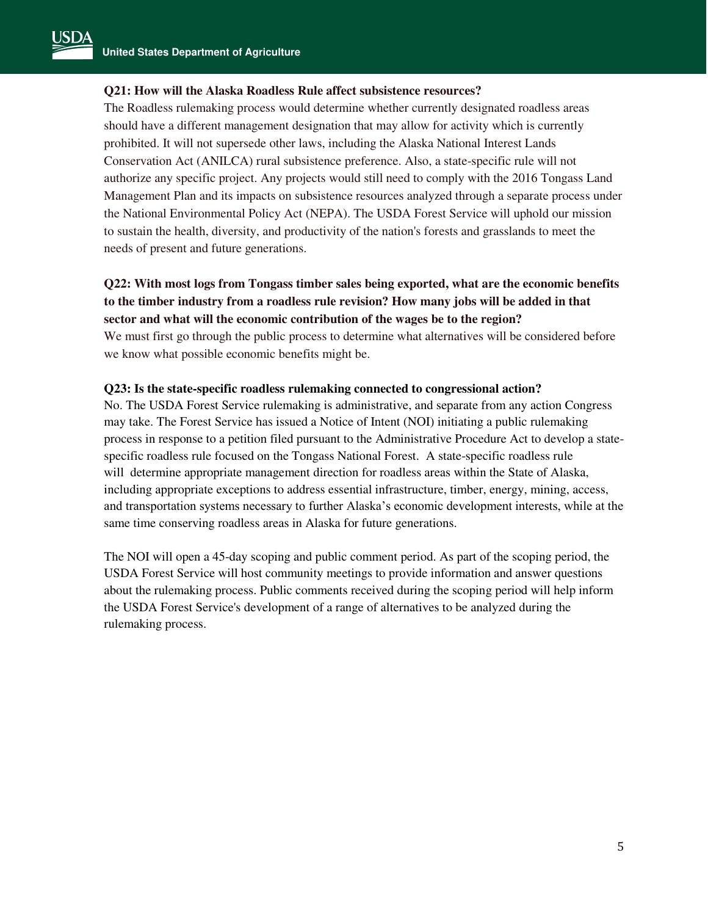**Q21: How will the Alaska Roadless Rule affect subsistence resources?**

The Roadless rulemaking process would determine whether currently designated roadless areas should have a different management designation that may allow for activity which is currently prohibited. It will not supersede other laws, including the Alaska National Interest Lands Conservation Act (ANILCA) rural subsistence preference. Also, a state-specific rule will not authorize any specific project. Any projects would still need to comply with the 2016 Tongass Land Management Plan and its impacts on subsistence resources analyzed through a separate process under the National Environmental Policy Act (NEPA). The USDA Forest Service will uphold our mission to sustain the health, diversity, and productivity of the nation's forests and grasslands to meet the needs of present and future generations.

**Q22: With most logs from Tongass timber sales being exported, what are the economic benefits to the timber industry from a roadless rule revision? How many jobs will be added in that sector and what will the economic contribution of the wages be to the region?**

We must first go through the public process to determine what alternatives will be considered before we know what possible economic benefits might be.

**Q23: Is the state-specific roadless rulemaking connected to congressional action?**

No. The USDA Forest Service rulemaking is administrative, and separate from any action Congress may take. The Forest Service has issued a Notice of Intent (NOI) initiating a public rulemaking process in response to a petition filed pursuant to the Administrative Procedure Act to develop a state-specific roadless rule focused on the Tongass National Forest. A state-specific roadless rule will determine appropriate management direction for roadless areas within the State of Alaska, including appropriate exceptions to address essential infrastructure, timber, energy, mining, access, and transportation systems necessary to further Alaska's economic development interests, while at the same time conserving roadless areas in Alaska for future generations.

The NOI will open a 45-day scoping and public comment period. As part of the scoping period, the USDA Forest Service will host community meetings to provide information and answer questions about the rulemaking process. Public comments received during the scoping period will help inform the USDA Forest Service's development of a range of alternatives to be analyzed during the rulemaking process.